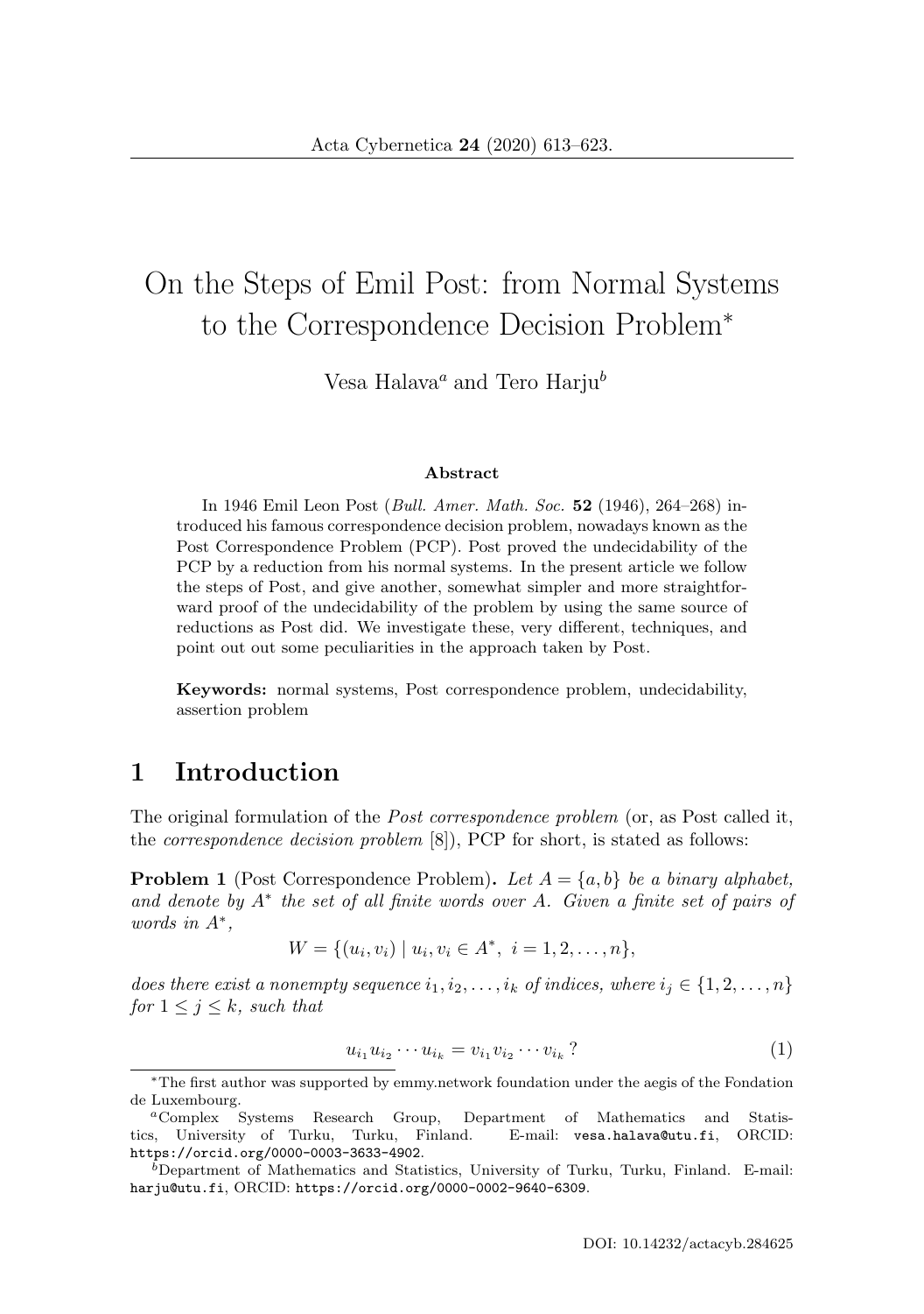# On the Steps of Emil Post: from Normal Systems to the Correspondence Decision Problem*

Vesa Halava[a] and Tero Harju[b]

### Abstract

In 1946 Emil Leon Post (*Bull. Amer. Math. Soc.* **52** (1946), 264–268) introduced his famous correspondence decision problem, nowadays known as the Post Correspondence Problem (PCP). Post proved the undecidability of the PCP by a reduction from his normal systems. In the present article we follow the steps of Post, and give another, somewhat simpler and more straightforward proof of the undecidability of the problem by using the same source of reductions as Post did. We investigate these, very different, techniques, and point out out some peculiarities in the approach taken by Post.

**Keywords:** normal systems, Post correspondence problem, undecidability, assertion problem

## 1 Introduction

The original formulation of the *Post correspondence problem* (or, as Post called it, the *correspondence decision problem* [8]), PCP for short, is stated as follows:

**Problem 1** (Post Correspondence Problem). *Let $A = \{a, b\}$ be a binary alphabet, and denote by $A^*$ the set of all finite words over $A$. Given a finite set of pairs of words in $A^*$,*

$$W = \{(u_i, v_i) \mid u_i, v_i \in A^*,\ i = 1, 2, \ldots, n\},$$

*does there exist a nonempty sequence $i_1, i_2, \ldots, i_k$ of indices, where $i_j \in \{1, 2, \ldots, n\}$ for $1 \leq j \leq k$, such that*

$$u_{i_1} u_{i_2} \cdots u_{i_k} = v_{i_1} v_{i_2} \cdots v_{i_k}\ ? \tag{1}$$

---

*The first author was supported by emmy.network foundation under the aegis of the Fondation de Luxembourg.

[a] Complex Systems Research Group, Department of Mathematics and Statistics, University of Turku, Turku, Finland. E-mail: vesa.halava@utu.fi, ORCID: https://orcid.org/0000-0003-3633-4902.

[b] Department of Mathematics and Statistics, University of Turku, Turku, Finland. E-mail: harju@utu.fi, ORCID: https://orcid.org/0000-0002-9640-6309.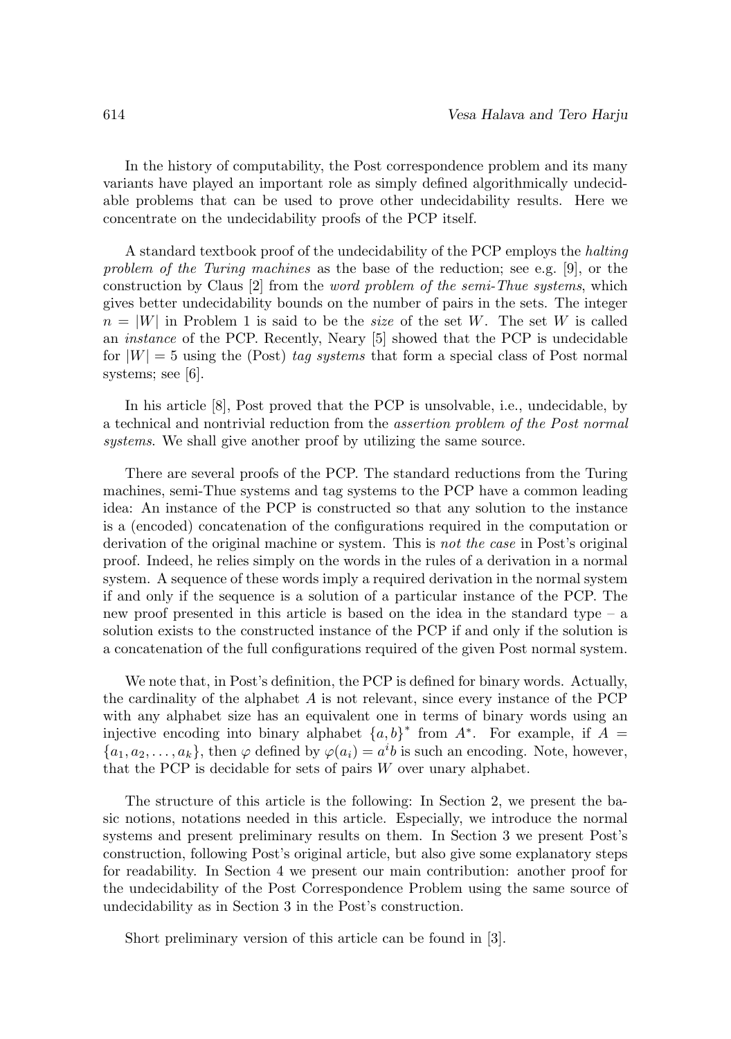In the history of computability, the Post correspondence problem and its many variants have played an important role as simply defined algorithmically undecidable problems that can be used to prove other undecidability results. Here we concentrate on the undecidability proofs of the PCP itself.

A standard textbook proof of the undecidability of the PCP employs the *halting problem of the Turing machines* as the base of the reduction; see e.g. [9], or the construction by Claus [2] from the *word problem of the semi-Thue systems*, which gives better undecidability bounds on the number of pairs in the sets. The integer $n = |W|$ in Problem 1 is said to be the *size* of the set $W$. The set $W$ is called an *instance* of the PCP. Recently, Neary [5] showed that the PCP is undecidable for $|W| = 5$ using the (Post) *tag systems* that form a special class of Post normal systems; see [6].

In his article [8], Post proved that the PCP is unsolvable, i.e., undecidable, by a technical and nontrivial reduction from the *assertion problem of the Post normal systems*. We shall give another proof by utilizing the same source.

There are several proofs of the PCP. The standard reductions from the Turing machines, semi-Thue systems and tag systems to the PCP have a common leading idea: An instance of the PCP is constructed so that any solution to the instance is a (encoded) concatenation of the configurations required in the computation or derivation of the original machine or system. This is *not the case* in Post's original proof. Indeed, he relies simply on the words in the rules of a derivation in a normal system. A sequence of these words imply a required derivation in the normal system if and only if the sequence is a solution of a particular instance of the PCP. The new proof presented in this article is based on the idea in the standard type – a solution exists to the constructed instance of the PCP if and only if the solution is a concatenation of the full configurations required of the given Post normal system.

We note that, in Post's definition, the PCP is defined for binary words. Actually, the cardinality of the alphabet $A$ is not relevant, since every instance of the PCP with any alphabet size has an equivalent one in terms of binary words using an injective encoding into binary alphabet $\{a, b\}^*$ from $A^*$. For example, if $A = \{a_1, a_2, \ldots, a_k\}$, then $\varphi$ defined by $\varphi(a_i) = a^i b$ is such an encoding. Note, however, that the PCP is decidable for sets of pairs $W$ over unary alphabet.

The structure of this article is the following: In Section 2, we present the basic notions, notations needed in this article. Especially, we introduce the normal systems and present preliminary results on them. In Section 3 we present Post's construction, following Post's original article, but also give some explanatory steps for readability. In Section 4 we present our main contribution: another proof for the undecidability of the Post Correspondence Problem using the same source of undecidability as in Section 3 in the Post's construction.

Short preliminary version of this article can be found in [3].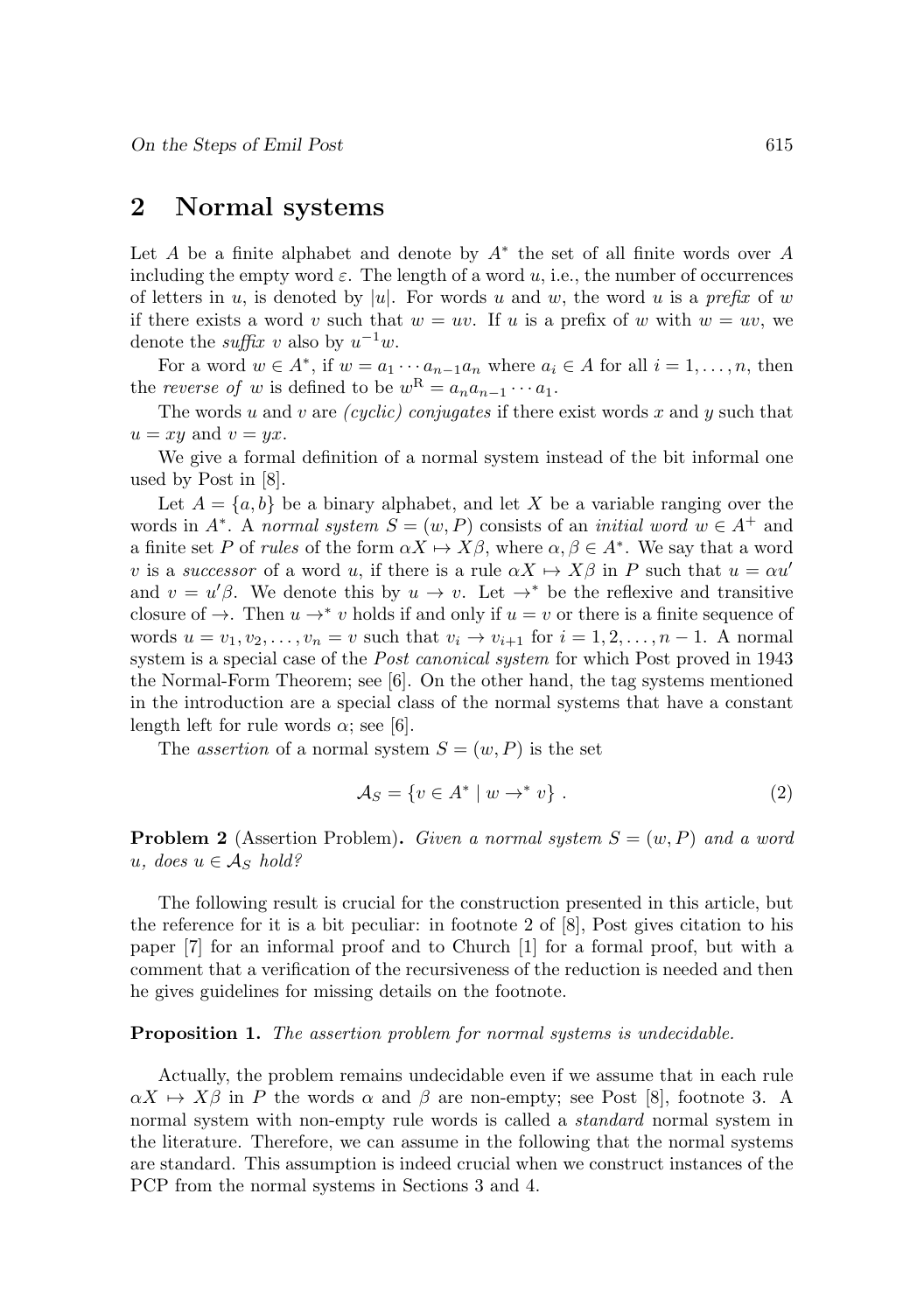## 2 Normal systems

Let $A$ be a finite alphabet and denote by $A^*$ the set of all finite words over $A$ including the empty word $\varepsilon$. The length of a word $u$, i.e., the number of occurrences of letters in $u$, is denoted by $|u|$. For words $u$ and $w$, the word $u$ is a *prefix* of $w$ if there exists a word $v$ such that $w = uv$. If $u$ is a prefix of $w$ with $w = uv$, we denote the *suffix* $v$ also by $u^{-1}w$.

For a word $w \in A^*$, if $w = a_1 \cdots a_{n-1}a_n$ where $a_i \in A$ for all $i = 1, \ldots, n$, then the *reverse of* $w$ is defined to be $w^{\mathrm{R}} = a_n a_{n-1} \cdots a_1$.

The words $u$ and $v$ are *(cyclic) conjugates* if there exist words $x$ and $y$ such that $u = xy$ and $v = yx$.

We give a formal definition of a normal system instead of the bit informal one used by Post in [8].

Let $A = \{a, b\}$ be a binary alphabet, and let $X$ be a variable ranging over the words in $A^*$. A *normal system* $S = (w, P)$ consists of an *initial word* $w \in A^+$ and a finite set $P$ of *rules* of the form $\alpha X \mapsto X\beta$, where $\alpha, \beta \in A^*$. We say that a word $v$ is a *successor* of a word $u$, if there is a rule $\alpha X \mapsto X\beta$ in $P$ such that $u = \alpha u'$ and $v = u'\beta$. We denote this by $u \to v$. Let $\to^*$ be the reflexive and transitive closure of $\to$. Then $u \to^* v$ holds if and only if $u = v$ or there is a finite sequence of words $u = v_1, v_2, \ldots, v_n = v$ such that $v_i \to v_{i+1}$ for $i = 1, 2, \ldots, n-1$. A normal system is a special case of the *Post canonical system* for which Post proved in 1943 the Normal-Form Theorem; see [6]. On the other hand, the tag systems mentioned in the introduction are a special class of the normal systems that have a constant length left for rule words $\alpha$; see [6].

The *assertion* of a normal system $S = (w, P)$ is the set

$$\mathcal{A}_S = \{v \in A^* \mid w \to^* v\} \,. \tag{2}$$

**Problem 2** (Assertion Problem)**.** *Given a normal system $S = (w, P)$ and a word $u$, does $u \in \mathcal{A}_S$ hold?*

The following result is crucial for the construction presented in this article, but the reference for it is a bit peculiar: in footnote 2 of [8], Post gives citation to his paper [7] for an informal proof and to Church [1] for a formal proof, but with a comment that a verification of the recursiveness of the reduction is needed and then he gives guidelines for missing details on the footnote.

**Proposition 1.** *The assertion problem for normal systems is undecidable.*

Actually, the problem remains undecidable even if we assume that in each rule $\alpha X \mapsto X\beta$ in $P$ the words $\alpha$ and $\beta$ are non-empty; see Post [8], footnote 3. A normal system with non-empty rule words is called a *standard* normal system in the literature. Therefore, we can assume in the following that the normal systems are standard. This assumption is indeed crucial when we construct instances of the PCP from the normal systems in Sections 3 and 4.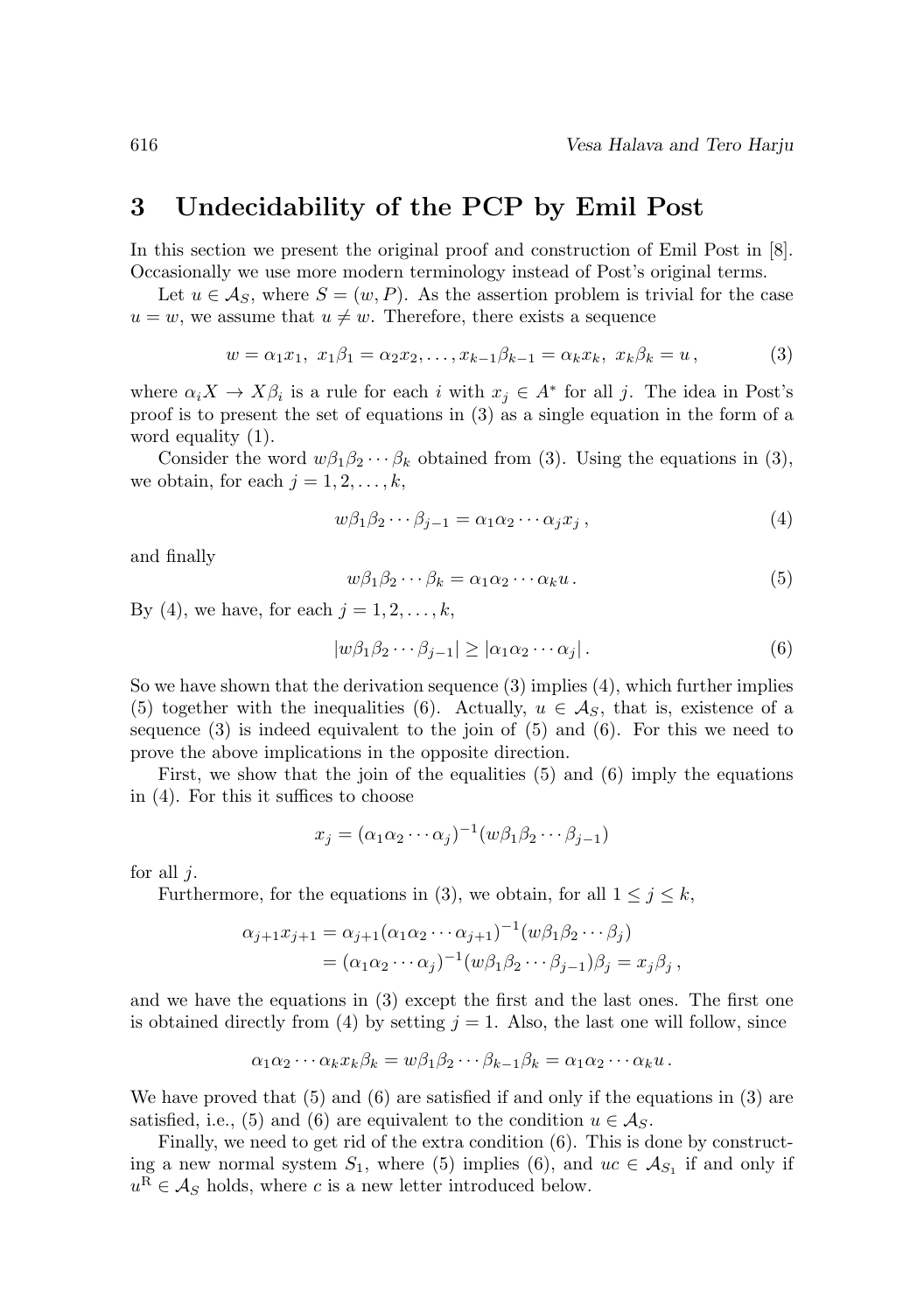## 3 Undecidability of the PCP by Emil Post

In this section we present the original proof and construction of Emil Post in [8]. Occasionally we use more modern terminology instead of Post's original terms.

Let $u \in \mathcal{A}_S$, where $S = (w, P)$. As the assertion problem is trivial for the case $u = w$, we assume that $u \neq w$. Therefore, there exists a sequence

$$w = \alpha_1 x_1,\ x_1\beta_1 = \alpha_2 x_2, \ldots, x_{k-1}\beta_{k-1} = \alpha_k x_k,\ x_k \beta_k = u\,, \tag{3}$$

where $\alpha_i X \to X\beta_i$ is a rule for each $i$ with $x_j \in A^*$ for all $j$. The idea in Post's proof is to present the set of equations in (3) as a single equation in the form of a word equality (1).

Consider the word $w\beta_1\beta_2\cdots\beta_k$ obtained from (3). Using the equations in (3), we obtain, for each $j = 1, 2, \ldots, k$,

$$w\beta_1\beta_2\cdots\beta_{j-1} = \alpha_1\alpha_2\cdots\alpha_j x_j\,, \tag{4}$$

and finally

$$w\beta_1\beta_2\cdots\beta_k = \alpha_1\alpha_2\cdots\alpha_k u\,. \tag{5}$$

By (4), we have, for each $j = 1, 2, \ldots, k$,

$$|w\beta_1\beta_2\cdots\beta_{j-1}| \geq |\alpha_1\alpha_2\cdots\alpha_j|\,. \tag{6}$$

So we have shown that the derivation sequence (3) implies (4), which further implies (5) together with the inequalities (6). Actually, $u \in \mathcal{A}_S$, that is, existence of a sequence (3) is indeed equivalent to the join of (5) and (6). For this we need to prove the above implications in the opposite direction.

First, we show that the join of the equalities (5) and (6) imply the equations in (4). For this it suffices to choose

$$x_j = (\alpha_1\alpha_2\cdots\alpha_j)^{-1}(w\beta_1\beta_2\cdots\beta_{j-1})$$

for all $j$.

Furthermore, for the equations in (3), we obtain, for all $1 \leq j \leq k$,

$$\begin{aligned}\alpha_{j+1}x_{j+1} &= \alpha_{j+1}(\alpha_1\alpha_2\cdots\alpha_{j+1})^{-1}(w\beta_1\beta_2\cdots\beta_j)\\ &= (\alpha_1\alpha_2\cdots\alpha_j)^{-1}(w\beta_1\beta_2\cdots\beta_{j-1})\beta_j = x_j\beta_j\,,\end{aligned}$$

and we have the equations in (3) except the first and the last ones. The first one is obtained directly from (4) by setting $j = 1$. Also, the last one will follow, since

$$\alpha_1\alpha_2\cdots\alpha_k x_k\beta_k = w\beta_1\beta_2\cdots\beta_{k-1}\beta_k = \alpha_1\alpha_2\cdots\alpha_k u\,.$$

We have proved that (5) and (6) are satisfied if and only if the equations in (3) are satisfied, i.e., (5) and (6) are equivalent to the condition $u \in \mathcal{A}_S$.

Finally, we need to get rid of the extra condition (6). This is done by constructing a new normal system $S_1$, where (5) implies (6), and $uc \in \mathcal{A}_{S_1}$ if and only if $u^{\mathrm{R}} \in \mathcal{A}_S$ holds, where $c$ is a new letter introduced below.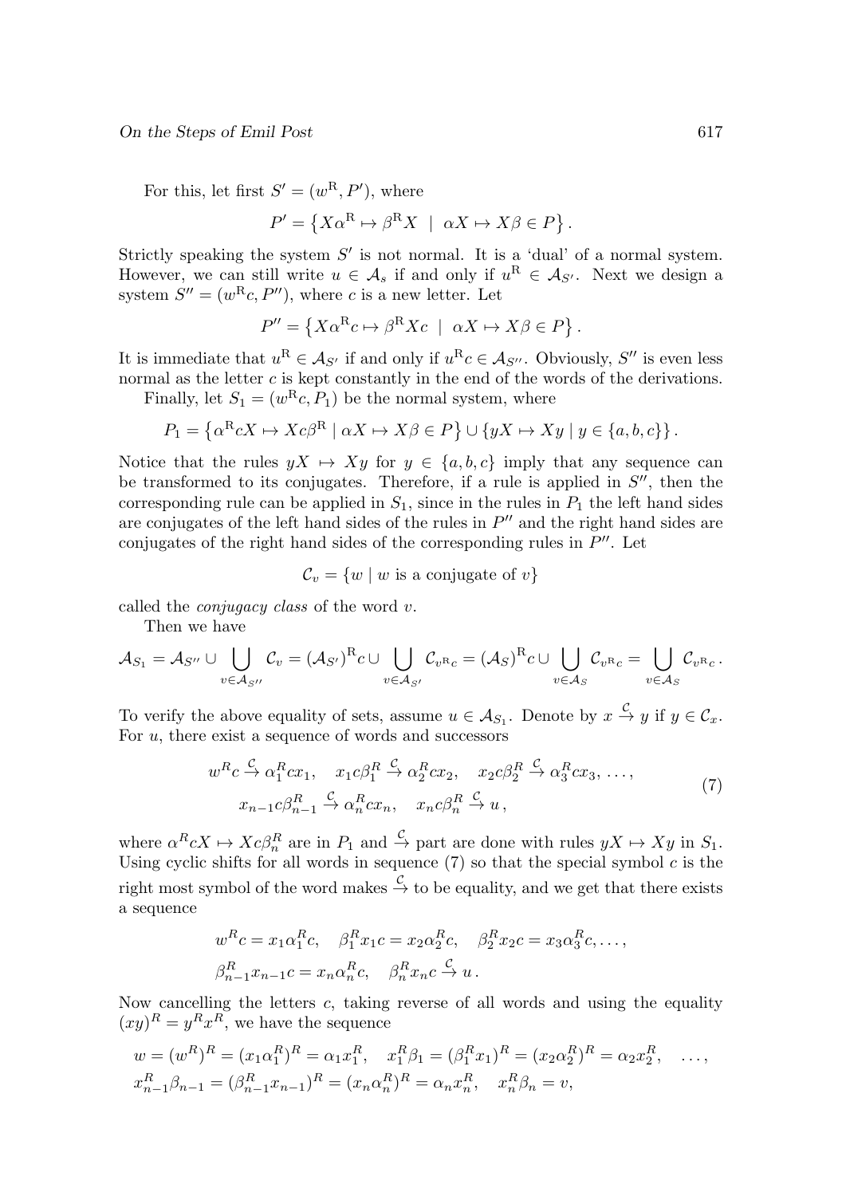For this, let first $S' = (w^{\mathrm{R}}, P')$, where

$$P' = \left\{ X\alpha^{\mathrm{R}} \mapsto \beta^{\mathrm{R}} X \;\mid\; \alpha X \mapsto X\beta \in P \right\}.$$

Strictly speaking the system $S'$ is not normal. It is a 'dual' of a normal system. However, we can still write $u \in \mathcal{A}_s$ if and only if $u^{\mathrm{R}} \in \mathcal{A}_{S'}$. Next we design a system $S'' = (w^{\mathrm{R}}c, P'')$, where $c$ is a new letter. Let

$$P'' = \left\{ X\alpha^{\mathrm{R}}c \mapsto \beta^{\mathrm{R}} Xc \;\mid\; \alpha X \mapsto X\beta \in P \right\}.$$

It is immediate that $u^{\mathrm{R}} \in \mathcal{A}_{S'}$ if and only if $u^{\mathrm{R}}c \in \mathcal{A}_{S''}$. Obviously, $S''$ is even less normal as the letter $c$ is kept constantly in the end of the words of the derivations.

Finally, let $S_1 = (w^{\mathrm{R}}c, P_1)$ be the normal system, where

$$P_1 = \left\{ \alpha^{\mathrm{R}}cX \mapsto Xc\beta^{\mathrm{R}} \mid \alpha X \mapsto X\beta \in P \right\} \cup \left\{ yX \mapsto Xy \mid y \in \{a, b, c\} \right\}.$$

Notice that the rules $yX \mapsto Xy$ for $y \in \{a, b, c\}$ imply that any sequence can be transformed to its conjugates. Therefore, if a rule is applied in $S''$, then the corresponding rule can be applied in $S_1$, since in the rules in $P_1$ the left hand sides are conjugates of the left hand sides of the rules in $P''$ and the right hand sides are conjugates of the right hand sides of the corresponding rules in $P''$. Let

$$\mathcal{C}_v = \{ w \mid w \text{ is a conjugate of } v \}$$

called the *conjugacy class* of the word $v$.

Then we have

$$\mathcal{A}_{S_1} = \mathcal{A}_{S''} \cup \bigcup_{v \in \mathcal{A}_{S''}} \mathcal{C}_v = (\mathcal{A}_{S'})^{\mathrm{R}}c \cup \bigcup_{v \in \mathcal{A}_{S'}} \mathcal{C}_{v^{\mathrm{R}}c} = (\mathcal{A}_S)^{\mathrm{R}}c \cup \bigcup_{v \in \mathcal{A}_S} \mathcal{C}_{v^{\mathrm{R}}c} = \bigcup_{v \in \mathcal{A}_S} \mathcal{C}_{v^{\mathrm{R}}c}.$$

To verify the above equality of sets, assume $u \in \mathcal{A}_{S_1}$. Denote by $x \overset{\mathcal{C}}{\to} y$ if $y \in \mathcal{C}_x$. For $u$, there exist a sequence of words and successors

$$\begin{aligned} &w^R c \overset{\mathcal{C}}{\to} \alpha_1^R c x_1, \quad x_1 c \beta_1^R \overset{\mathcal{C}}{\to} \alpha_2^R c x_2, \quad x_2 c \beta_2^R \overset{\mathcal{C}}{\to} \alpha_3^R c x_3, \ldots, \\ &\qquad x_{n-1} c \beta_{n-1}^R \overset{\mathcal{C}}{\to} \alpha_n^R c x_n, \quad x_n c \beta_n^R \overset{\mathcal{C}}{\to} u, \end{aligned} \tag{7}$$

where $\alpha^R cX \mapsto Xc\beta_n^R$ are in $P_1$ and $\overset{\mathcal{C}}{\to}$ part are done with rules $yX \mapsto Xy$ in $S_1$. Using cyclic shifts for all words in sequence (7) so that the special symbol $c$ is the right most symbol of the word makes $\overset{\mathcal{C}}{\to}$ to be equality, and we get that there exists a sequence

$$\begin{aligned} &w^R c = x_1 \alpha_1^R c, \quad \beta_1^R x_1 c = x_2 \alpha_2^R c, \quad \beta_2^R x_2 c = x_3 \alpha_3^R c, \ldots, \\ &\beta_{n-1}^R x_{n-1} c = x_n \alpha_n^R c, \quad \beta_n^R x_n c \overset{\mathcal{C}}{\to} u. \end{aligned}$$

Now cancelling the letters $c$, taking reverse of all words and using the equality $(xy)^R = y^R x^R$, we have the sequence

$$\begin{aligned} &w = (w^R)^R = (x_1 \alpha_1^R)^R = \alpha_1 x_1^R, \quad x_1^R \beta_1 = (\beta_1^R x_1)^R = (x_2 \alpha_2^R)^R = \alpha_2 x_2^R, \quad \ldots, \\ &x_{n-1}^R \beta_{n-1} = (\beta_{n-1}^R x_{n-1})^R = (x_n \alpha_n^R)^R = \alpha_n x_n^R, \quad x_n^R \beta_n = v, \end{aligned}$$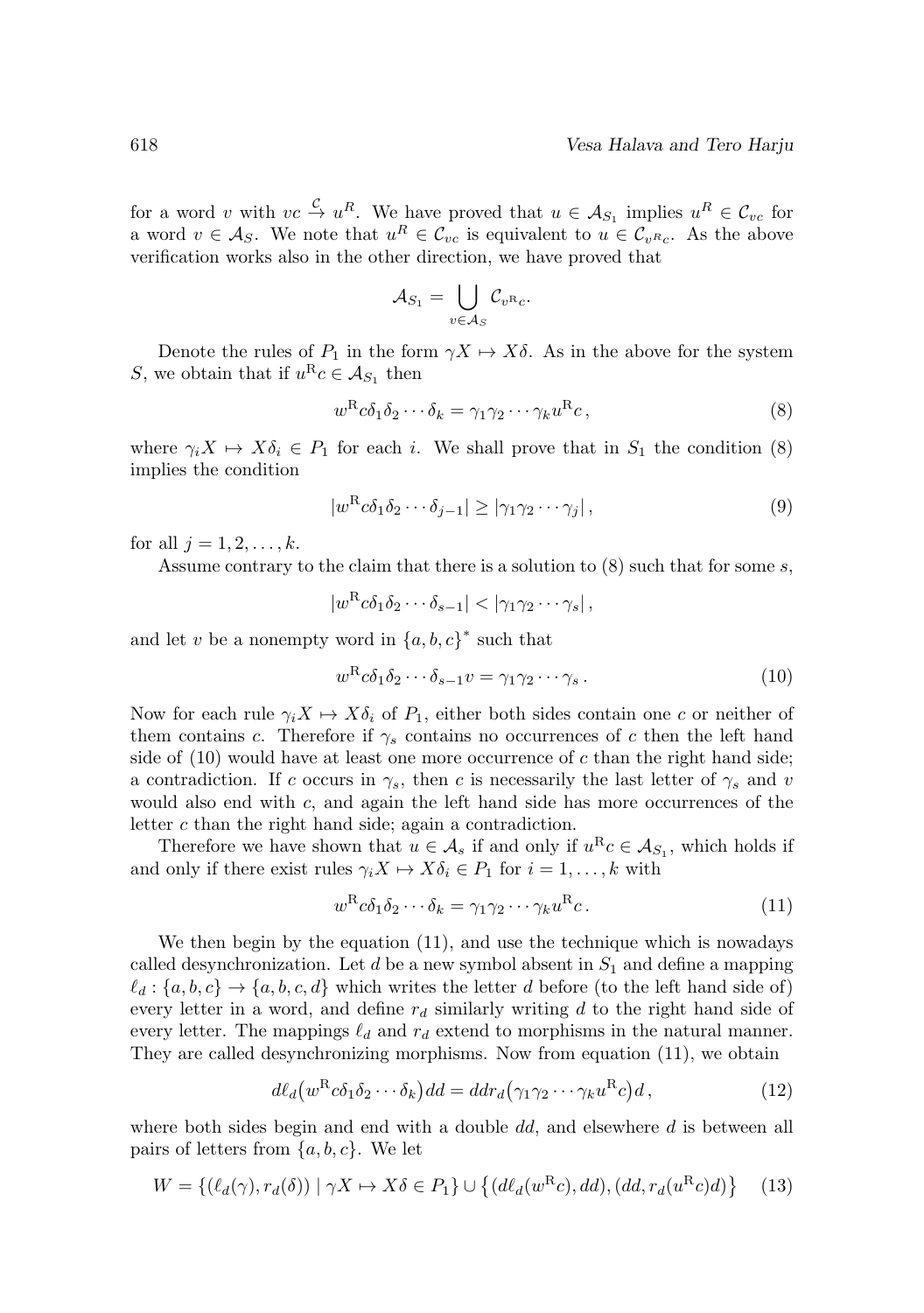for a word $v$ with $vc \xrightarrow{\mathcal{C}} u^R$. We have proved that $u \in \mathcal{A}_{S_1}$ implies $u^R \in \mathcal{C}_{vc}$ for a word $v \in \mathcal{A}_S$. We note that $u^R \in \mathcal{C}_{vc}$ is equivalent to $u \in \mathcal{C}_{v^R c}$. As the above verification works also in the other direction, we have proved that

$$\mathcal{A}_{S_1} = \bigcup_{v \in \mathcal{A}_S} \mathcal{C}_{v^{\mathrm{R}} c}.$$

Denote the rules of $P_1$ in the form $\gamma X \mapsto X\delta$. As in the above for the system $S$, we obtain that if $u^{\mathrm{R}} c \in \mathcal{A}_{S_1}$ then

$$w^{\mathrm{R}} c \delta_1 \delta_2 \cdots \delta_k = \gamma_1 \gamma_2 \cdots \gamma_k u^{\mathrm{R}} c\,, \tag{8}$$

where $\gamma_i X \mapsto X\delta_i \in P_1$ for each $i$. We shall prove that in $S_1$ the condition (8) implies the condition

$$|w^{\mathrm{R}} c \delta_1 \delta_2 \cdots \delta_{j-1}| \geq |\gamma_1 \gamma_2 \cdots \gamma_j|\,, \tag{9}$$

for all $j = 1, 2, \ldots, k$.

Assume contrary to the claim that there is a solution to (8) such that for some $s$,

$$|w^{\mathrm{R}} c \delta_1 \delta_2 \cdots \delta_{s-1}| < |\gamma_1 \gamma_2 \cdots \gamma_s|\,,$$

and let $v$ be a nonempty word in $\{a, b, c\}^*$ such that

$$w^{\mathrm{R}} c \delta_1 \delta_2 \cdots \delta_{s-1} v = \gamma_1 \gamma_2 \cdots \gamma_s\,. \tag{10}$$

Now for each rule $\gamma_i X \mapsto X\delta_i$ of $P_1$, either both sides contain one $c$ or neither of them contains $c$. Therefore if $\gamma_s$ contains no occurrences of $c$ then the left hand side of (10) would have at least one more occurrence of $c$ than the right hand side; a contradiction. If $c$ occurs in $\gamma_s$, then $c$ is necessarily the last letter of $\gamma_s$ and $v$ would also end with $c$, and again the left hand side has more occurrences of the letter $c$ than the right hand side; again a contradiction.

Therefore we have shown that $u \in \mathcal{A}_s$ if and only if $u^{\mathrm{R}} c \in \mathcal{A}_{S_1}$, which holds if and only if there exist rules $\gamma_i X \mapsto X\delta_i \in P_1$ for $i = 1, \ldots, k$ with

$$w^{\mathrm{R}} c \delta_1 \delta_2 \cdots \delta_k = \gamma_1 \gamma_2 \cdots \gamma_k u^{\mathrm{R}} c\,. \tag{11}$$

We then begin by the equation (11), and use the technique which is nowadays called desynchronization. Let $d$ be a new symbol absent in $S_1$ and define a mapping $\ell_d : \{a, b, c\} \to \{a, b, c, d\}$ which writes the letter $d$ before (to the left hand side of) every letter in a word, and define $r_d$ similarly writing $d$ to the right hand side of every letter. The mappings $\ell_d$ and $r_d$ extend to morphisms in the natural manner. They are called desynchronizing morphisms. Now from equation (11), we obtain

$$d\ell_d\big(w^{\mathrm{R}} c \delta_1 \delta_2 \cdots \delta_k\big) dd = dd r_d\big(\gamma_1 \gamma_2 \cdots \gamma_k u^{\mathrm{R}} c\big) d\,, \tag{12}$$

where both sides begin and end with a double $dd$, and elsewhere $d$ is between all pairs of letters from $\{a, b, c\}$. We let

$$W = \{(\ell_d(\gamma), r_d(\delta)) \mid \gamma X \mapsto X\delta \in P_1\} \cup \big\{(d\ell_d(w^{\mathrm{R}} c), dd), (dd, r_d(u^{\mathrm{R}} c) d)\big\} \tag{13}$$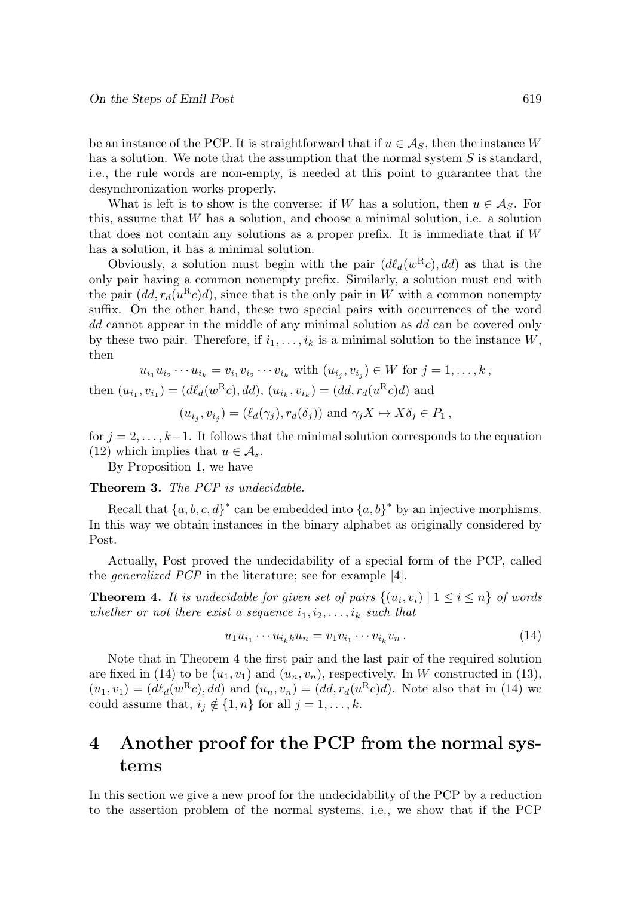be an instance of the PCP. It is straightforward that if $u \in \mathcal{A}_S$, then the instance $W$ has a solution. We note that the assumption that the normal system $S$ is standard, i.e., the rule words are non-empty, is needed at this point to guarantee that the desynchronization works properly.

What is left is to show is the converse: if $W$ has a solution, then $u \in \mathcal{A}_S$. For this, assume that $W$ has a solution, and choose a minimal solution, i.e. a solution that does not contain any solutions as a proper prefix. It is immediate that if $W$ has a solution, it has a minimal solution.

Obviously, a solution must begin with the pair $(d\ell_d(w^{\mathrm{R}}c), dd)$ as that is the only pair having a common nonempty prefix. Similarly, a solution must end with the pair $(dd, r_d(u^{\mathrm{R}}c)d)$, since that is the only pair in $W$ with a common nonempty suffix. On the other hand, these two special pairs with occurrences of the word $dd$ cannot appear in the middle of any minimal solution as $dd$ can be covered only by these two pair. Therefore, if $i_1, \ldots, i_k$ is a minimal solution to the instance $W$, then

$$u_{i_1} u_{i_2} \cdots u_{i_k} = v_{i_1} v_{i_2} \cdots v_{i_k} \text{ with } (u_{i_j}, v_{i_j}) \in W \text{ for } j = 1, \ldots, k\,,$$

then $(u_{i_1}, v_{i_1}) = (d\ell_d(w^{\mathrm{R}}c), dd)$, $(u_{i_k}, v_{i_k}) = (dd, r_d(u^{\mathrm{R}}c)d)$ and

$$(u_{i_j}, v_{i_j}) = (\ell_d(\gamma_j), r_d(\delta_j)) \text{ and } \gamma_j X \mapsto X\delta_j \in P_1\,,$$

for $j = 2, \ldots, k-1$. It follows that the minimal solution corresponds to the equation (12) which implies that $u \in \mathcal{A}_s$.

By Proposition 1, we have

**Theorem 3.** *The PCP is undecidable.*

Recall that $\{a, b, c, d\}^*$ can be embedded into $\{a, b\}^*$ by an injective morphisms. In this way we obtain instances in the binary alphabet as originally considered by Post.

Actually, Post proved the undecidability of a special form of the PCP, called the *generalized PCP* in the literature; see for example [4].

**Theorem 4.** *It is undecidable for given set of pairs $\{(u_i, v_i) \mid 1 \leq i \leq n\}$ of words whether or not there exist a sequence $i_1, i_2, \ldots, i_k$ such that*

$$u_1 u_{i_1} \cdots u_{i_k k} u_n = v_1 v_{i_1} \cdots v_{i_k} v_n\,. \tag{14}$$

Note that in Theorem 4 the first pair and the last pair of the required solution are fixed in (14) to be $(u_1, v_1)$ and $(u_n, v_n)$, respectively. In $W$ constructed in (13), $(u_1, v_1) = (d\ell_d(w^{\mathrm{R}}c), dd)$ and $(u_n, v_n) = (dd, r_d(u^{\mathrm{R}}c)d)$. Note also that in (14) we could assume that, $i_j \notin \{1, n\}$ for all $j = 1, \ldots, k$.

# 4 Another proof for the PCP from the normal systems

In this section we give a new proof for the undecidability of the PCP by a reduction to the assertion problem of the normal systems, i.e., we show that if the PCP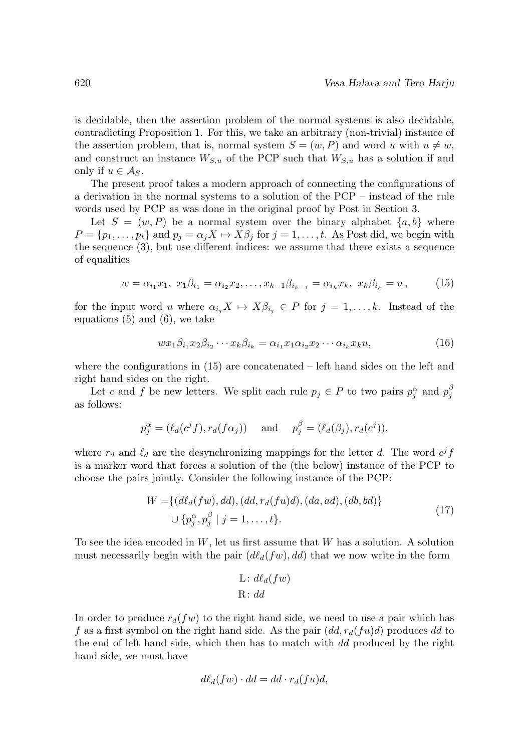is decidable, then the assertion problem of the normal systems is also decidable, contradicting Proposition 1. For this, we take an arbitrary (non-trivial) instance of the assertion problem, that is, normal system $S = (w, P)$ and word $u$ with $u \neq w$, and construct an instance $W_{S,u}$ of the PCP such that $W_{S,u}$ has a solution if and only if $u \in \mathcal{A}_S$.

The present proof takes a modern approach of connecting the configurations of a derivation in the normal systems to a solution of the PCP – instead of the rule words used by PCP as was done in the original proof by Post in Section 3.

Let $S = (w, P)$ be a normal system over the binary alphabet $\{a, b\}$ where $P = \{p_1, \ldots, p_t\}$ and $p_j = \alpha_j X \mapsto X\beta_j$ for $j = 1, \ldots, t$. As Post did, we begin with the sequence (3), but use different indices: we assume that there exists a sequence of equalities

$$w = \alpha_{i_1} x_1,\ x_1\beta_{i_1} = \alpha_{i_2} x_2, \ldots, x_{k-1}\beta_{i_{k-1}} = \alpha_{i_k} x_k,\ x_k\beta_{i_k} = u\,, \tag{15}$$

for the input word $u$ where $\alpha_{i_j} X \mapsto X\beta_{i_j} \in P$ for $j = 1, \ldots, k$. Instead of the equations (5) and (6), we take

$$w x_1\beta_{i_1} x_2\beta_{i_2} \cdots x_k\beta_{i_k} = \alpha_{i_1} x_1 \alpha_{i_2} x_2 \cdots \alpha_{i_k} x_k u, \tag{16}$$

where the configurations in (15) are concatenated – left hand sides on the left and right hand sides on the right.

Let $c$ and $f$ be new letters. We split each rule $p_j \in P$ to two pairs $p_j^\alpha$ and $p_j^\beta$ as follows:

$$p_j^\alpha = (\ell_d(c^j f), r_d(f\alpha_j)) \quad \text{ and } \quad p_j^\beta = (\ell_d(\beta_j), r_d(c^j)),$$

where $r_d$ and $\ell_d$ are the desynchronizing mappings for the letter $d$. The word $c^j f$ is a marker word that forces a solution of the (the below) instance of the PCP to choose the pairs jointly. Consider the following instance of the PCP:

$$\begin{aligned} W = &\{(d\ell_d(fw), dd), (dd, r_d(fu)d), (da, ad), (db, bd)\} \\ &\cup \{p_j^\alpha, p_j^\beta \mid j = 1, \ldots, t\}. \end{aligned} \tag{17}$$

To see the idea encoded in $W$, let us first assume that $W$ has a solution. A solution must necessarily begin with the pair $(d\ell_d(fw), dd)$ that we now write in the form

$$\begin{aligned} &\text{L: } d\ell_d(fw) \\ &\text{R: } dd \end{aligned}$$

In order to produce $r_d(fw)$ to the right hand side, we need to use a pair which has $f$ as a first symbol on the right hand side. As the pair $(dd, r_d(fu)d)$ produces $dd$ to the end of left hand side, which then has to match with $dd$ produced by the right hand side, we must have

$$d\ell_d(fw) \cdot dd = dd \cdot r_d(fu)d,$$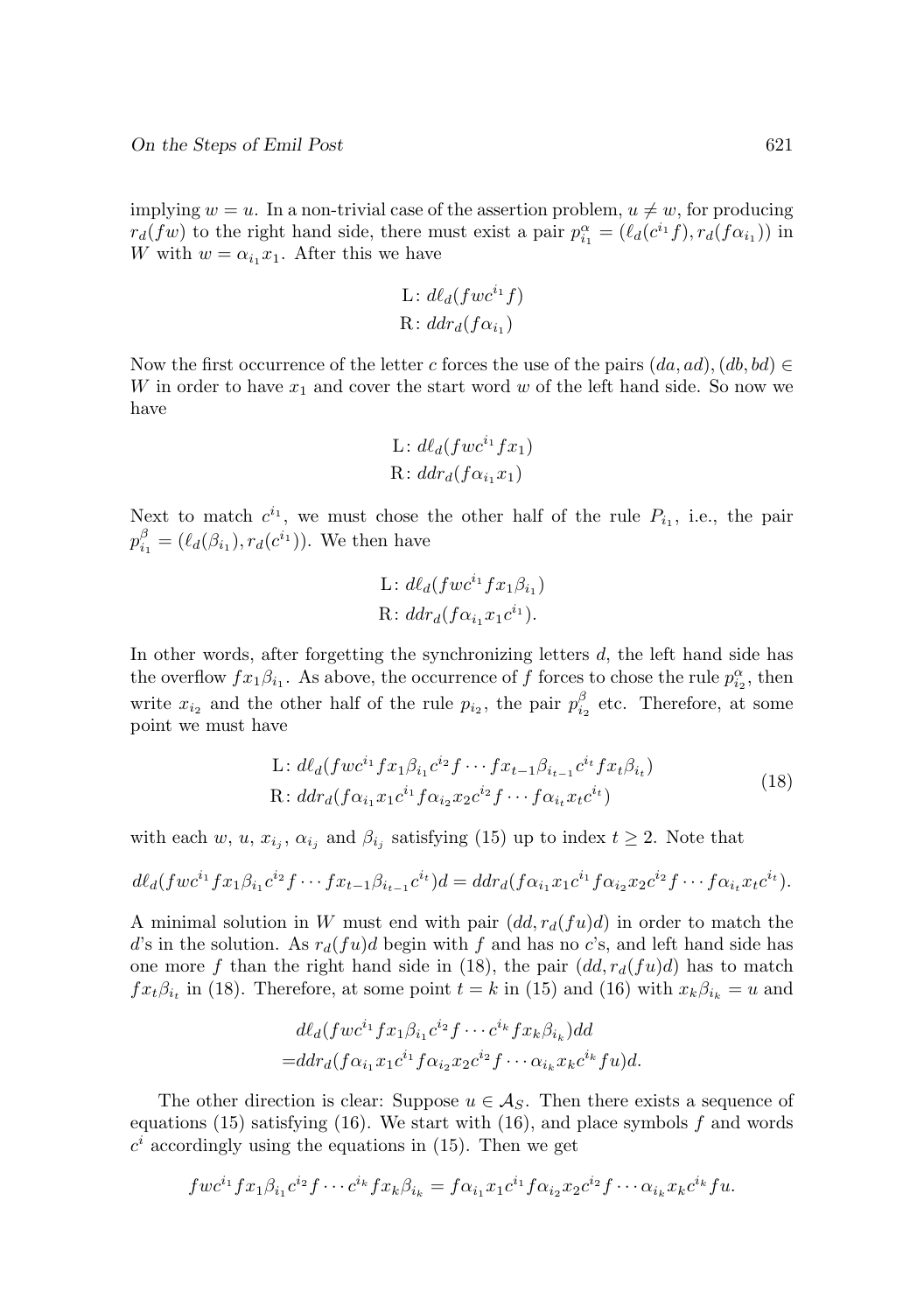implying $w = u$. In a non-trivial case of the assertion problem, $u \neq w$, for producing $r_d(fw)$ to the right hand side, there must exist a pair $p^{\alpha}_{i_1} = (\ell_d(c^{i_1}f), r_d(f\alpha_{i_1}))$ in $W$ with $w = \alpha_{i_1}x_1$. After this we have

$$\text{L: } d\ell_d(fwc^{i_1}f)$$
$$\text{R: } ddr_d(f\alpha_{i_1})$$

Now the first occurrence of the letter $c$ forces the use of the pairs $(da, ad), (db, bd) \in W$ in order to have $x_1$ and cover the start word $w$ of the left hand side. So now we have

$$\text{L: } d\ell_d(fwc^{i_1}fx_1)$$
$$\text{R: } ddr_d(f\alpha_{i_1}x_1)$$

Next to match $c^{i_1}$, we must chose the other half of the rule $P_{i_1}$, i.e., the pair $p^{\beta}_{i_1} = (\ell_d(\beta_{i_1}), r_d(c^{i_1}))$. We then have

$$\text{L: } d\ell_d(fwc^{i_1}fx_1\beta_{i_1})$$
$$\text{R: } ddr_d(f\alpha_{i_1}x_1c^{i_1}).$$

In other words, after forgetting the synchronizing letters $d$, the left hand side has the overflow $fx_1\beta_{i_1}$. As above, the occurrence of $f$ forces to chose the rule $p^{\alpha}_{i_2}$, then write $x_{i_2}$ and the other half of the rule $p_{i_2}$, the pair $p^{\beta}_{i_2}$ etc. Therefore, at some point we must have

$$\begin{aligned} &\text{L: } d\ell_d(fwc^{i_1}fx_1\beta_{i_1}c^{i_2}f\cdots fx_{t-1}\beta_{i_{t-1}}c^{i_t}fx_t\beta_{i_t}) \\ &\text{R: } ddr_d(f\alpha_{i_1}x_1c^{i_1}f\alpha_{i_2}x_2c^{i_2}f\cdots f\alpha_{i_t}x_tc^{i_t}) \end{aligned} \tag{18}$$

with each $w$, $u$, $x_{i_j}$, $\alpha_{i_j}$ and $\beta_{i_j}$ satisfying (15) up to index $t \geq 2$. Note that

$$d\ell_d(fwc^{i_1}fx_1\beta_{i_1}c^{i_2}f\cdots fx_{t-1}\beta_{i_{t-1}}c^{i_t})d = ddr_d(f\alpha_{i_1}x_1c^{i_1}f\alpha_{i_2}x_2c^{i_2}f\cdots f\alpha_{i_t}x_tc^{i_t}).$$

A minimal solution in $W$ must end with pair $(dd, r_d(fu)d)$ in order to match the $d$'s in the solution. As $r_d(fu)d$ begin with $f$ and has no $c$'s, and left hand side has one more $f$ than the right hand side in (18), the pair $(dd, r_d(fu)d)$ has to match $fx_t\beta_{i_t}$ in (18). Therefore, at some point $t = k$ in (15) and (16) with $x_k\beta_{i_k} = u$ and

$$\begin{aligned} &d\ell_d(fwc^{i_1}fx_1\beta_{i_1}c^{i_2}f\cdots c^{i_k}fx_k\beta_{i_k})dd \\ =&ddr_d(f\alpha_{i_1}x_1c^{i_1}f\alpha_{i_2}x_2c^{i_2}f\cdots \alpha_{i_k}x_kc^{i_k}fu)d. \end{aligned}$$

The other direction is clear: Suppose $u \in \mathcal{A}_S$. Then there exists a sequence of equations (15) satisfying (16). We start with (16), and place symbols $f$ and words $c^i$ accordingly using the equations in (15). Then we get

$$fwc^{i_1}fx_1\beta_{i_1}c^{i_2}f\cdots c^{i_k}fx_k\beta_{i_k} = f\alpha_{i_1}x_1c^{i_1}f\alpha_{i_2}x_2c^{i_2}f\cdots \alpha_{i_k}x_kc^{i_k}fu.$$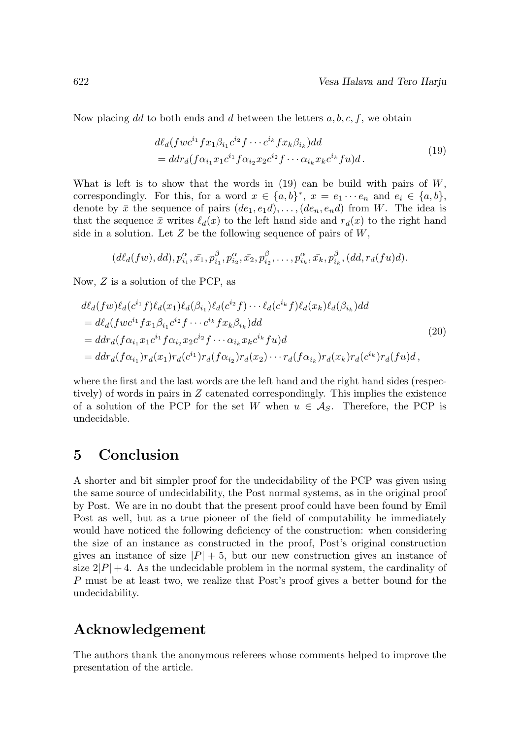Now placing $dd$ to both ends and $d$ between the letters $a, b, c, f$, we obtain

$$
\begin{aligned}
&d\ell_d(fwc^{i_1}fx_1\beta_{i_1}c^{i_2}f\cdots c^{i_k}fx_k\beta_{i_k})dd \\
&= ddr_d(f\alpha_{i_1}x_1c^{i_1}f\alpha_{i_2}x_2c^{i_2}f\cdots\alpha_{i_k}x_kc^{i_k}fu)d\,.
\end{aligned}
\tag{19}
$$

What is left is to show that the words in (19) can be build with pairs of $W$, correspondingly. For this, for a word $x \in \{a, b\}^*$, $x = e_1 \cdots e_n$ and $e_i \in \{a, b\}$, denote by $\bar{x}$ the sequence of pairs $(de_1, e_1d), \ldots, (de_n, e_nd)$ from $W$. The idea is that the sequence $\bar{x}$ writes $\ell_d(x)$ to the left hand side and $r_d(x)$ to the right hand side in a solution. Let $Z$ be the following sequence of pairs of $W$,

$$
(d\ell_d(fw), dd), p^{\alpha}_{i_1}, \bar{x_1}, p^{\beta}_{i_1}, p^{\alpha}_{i_2}, \bar{x_2}, p^{\beta}_{i_2}, \ldots, p^{\alpha}_{i_k}, \bar{x_k}, p^{\beta}_{i_k}, (dd, r_d(fu)d).
$$

Now, $Z$ is a solution of the PCP, as

$$
\begin{aligned}
&d\ell_d(fw)\ell_d(c^{i_1}f)\ell_d(x_1)\ell_d(\beta_{i_1})\ell_d(c^{i_2}f)\cdots\ell_d(c^{i_k}f)\ell_d(x_k)\ell_d(\beta_{i_k})dd \\
&= d\ell_d(fwc^{i_1}fx_1\beta_{i_1}c^{i_2}f\cdots c^{i_k}fx_k\beta_{i_k})dd \\
&= ddr_d(f\alpha_{i_1}x_1c^{i_1}f\alpha_{i_2}x_2c^{i_2}f\cdots\alpha_{i_k}x_kc^{i_k}fu)d \\
&= ddr_d(f\alpha_{i_1})r_d(x_1)r_d(c^{i_1})r_d(f\alpha_{i_2})r_d(x_2)\cdots r_d(f\alpha_{i_k})r_d(x_k)r_d(c^{i_k})r_d(fu)d\,,
\end{aligned}
\tag{20}
$$

where the first and the last words are the left hand and the right hand sides (respectively) of words in pairs in $Z$ catenated correspondingly. This implies the existence of a solution of the PCP for the set $W$ when $u \in \mathcal{A}_S$. Therefore, the PCP is undecidable.

## 5 Conclusion

A shorter and bit simpler proof for the undecidability of the PCP was given using the same source of undecidability, the Post normal systems, as in the original proof by Post. We are in no doubt that the present proof could have been found by Emil Post as well, but as a true pioneer of the field of computability he immediately would have noticed the following deficiency of the construction: when considering the size of an instance as constructed in the proof, Post's original construction gives an instance of size $|P| + 5$, but our new construction gives an instance of size $2|P| + 4$. As the undecidable problem in the normal system, the cardinality of $P$ must be at least two, we realize that Post's proof gives a better bound for the undecidability.

## Acknowledgement

The authors thank the anonymous referees whose comments helped to improve the presentation of the article.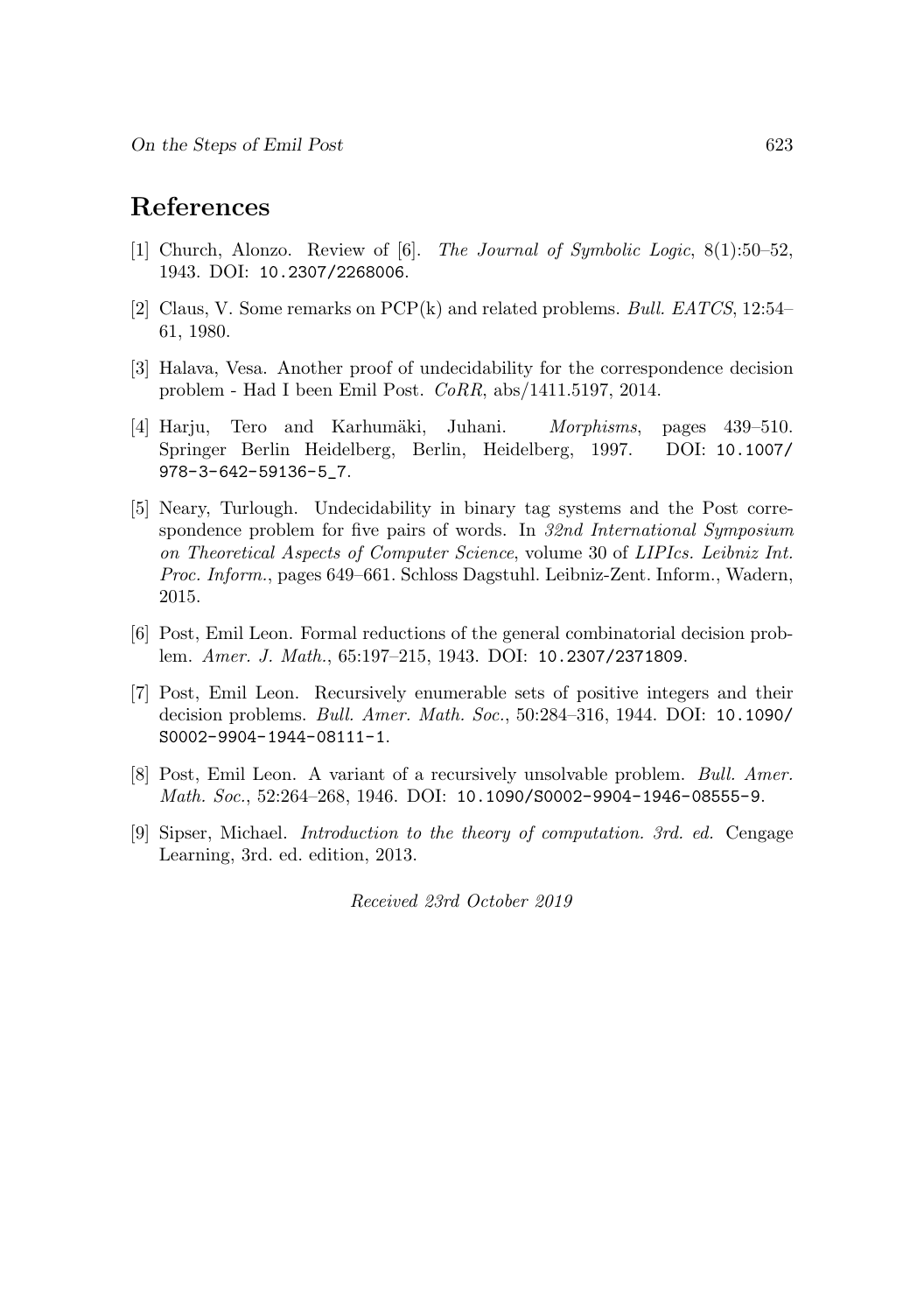## References

[1] Church, Alonzo. Review of [6]. *The Journal of Symbolic Logic*, 8(1):50–52, 1943. DOI: `10.2307/2268006`.

[2] Claus, V. Some remarks on PCP(k) and related problems. *Bull. EATCS*, 12:54–61, 1980.

[3] Halava, Vesa. Another proof of undecidability for the correspondence decision problem - Had I been Emil Post. *CoRR*, abs/1411.5197, 2014.

[4] Harju, Tero and Karhumäki, Juhani. *Morphisms*, pages 439–510. Springer Berlin Heidelberg, Berlin, Heidelberg, 1997. DOI: `10.1007/978-3-642-59136-5_7`.

[5] Neary, Turlough. Undecidability in binary tag systems and the Post correspondence problem for five pairs of words. In *32nd International Symposium on Theoretical Aspects of Computer Science*, volume 30 of *LIPIcs. Leibniz Int. Proc. Inform.*, pages 649–661. Schloss Dagstuhl. Leibniz-Zent. Inform., Wadern, 2015.

[6] Post, Emil Leon. Formal reductions of the general combinatorial decision problem. *Amer. J. Math.*, 65:197–215, 1943. DOI: `10.2307/2371809`.

[7] Post, Emil Leon. Recursively enumerable sets of positive integers and their decision problems. *Bull. Amer. Math. Soc.*, 50:284–316, 1944. DOI: `10.1090/S0002-9904-1944-08111-1`.

[8] Post, Emil Leon. A variant of a recursively unsolvable problem. *Bull. Amer. Math. Soc.*, 52:264–268, 1946. DOI: `10.1090/S0002-9904-1946-08555-9`.

[9] Sipser, Michael. *Introduction to the theory of computation. 3rd. ed.* Cengage Learning, 3rd. ed. edition, 2013.

*Received 23rd October 2019*